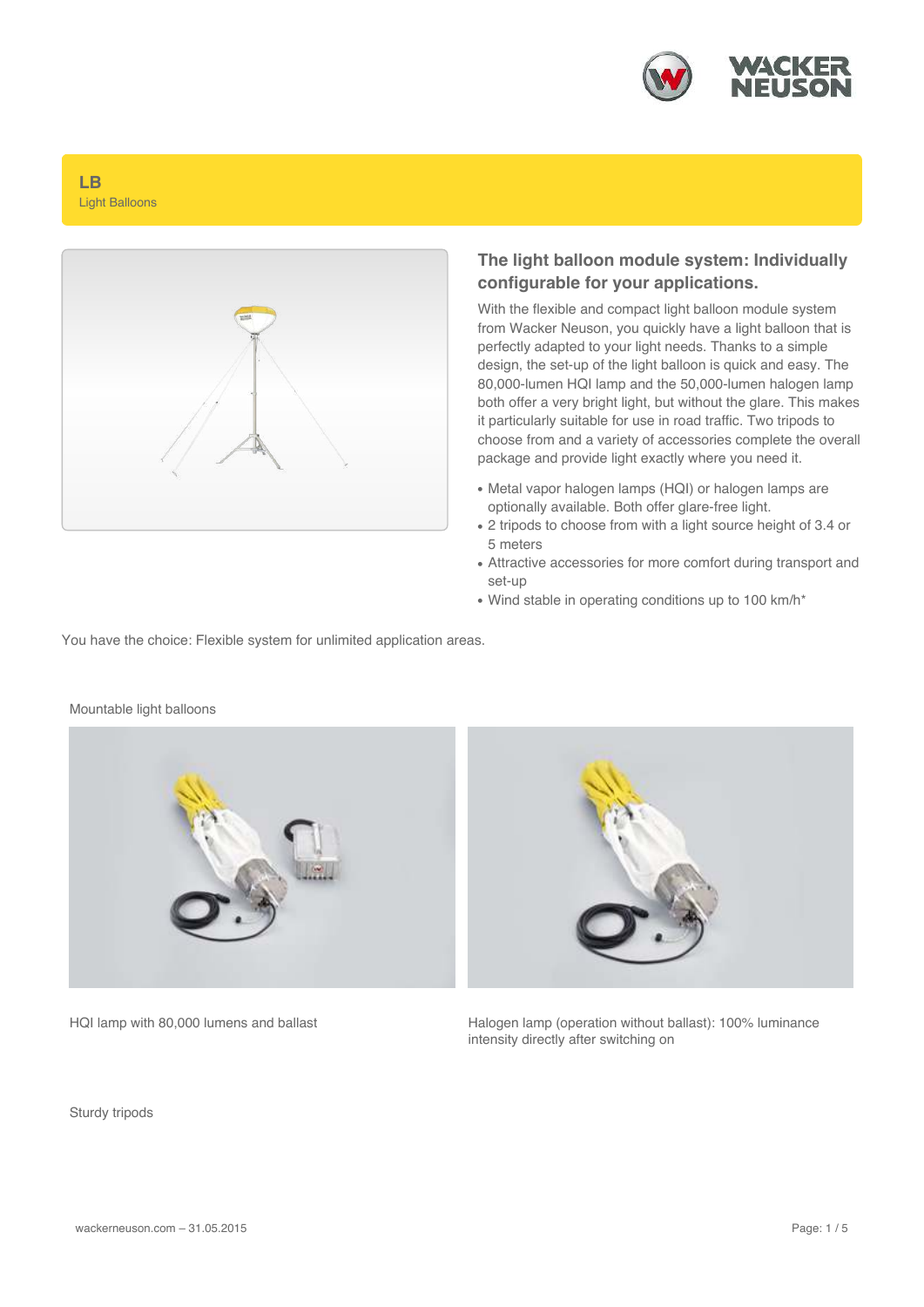# LB

Light Balloons

## The light balloon module system: Individually configurable for your applications.

With the flexible and compact light balloon module system from Wacker Neuson, you quickly have a light balloon that is perfectly adapted to your light needs. Thanks to a simple design, the set-up of the light balloon is quick and easy. The 80,000-lumen HQI lamp and the 50,000-lumen halogen lamp both offer a very bright light, but without the glare. This makes it particularly suitable for use in road traffic. Two tripods to choose from and a variety of accessories complete the overall package and provide light exactly where you need it.

- Metal vapor halogen lamps (HQI) or halogen lamps are optionally available. Both offer glare-free light.
- 2 tripods to choose from with a light source height of 3.4 or 5 meters
- Attractive accessories for more comfort during transport and set-up
- Wind stable in operating conditions up to 100 km/h*

You have the choice: Flexible system for unlimited application areas.

Mountable light balloons

HQI lamp with 80,000 lumens and ballast

Halogen lamp (operation without ballast): 100% luminance intensity directly after switching on

Sturdy tripods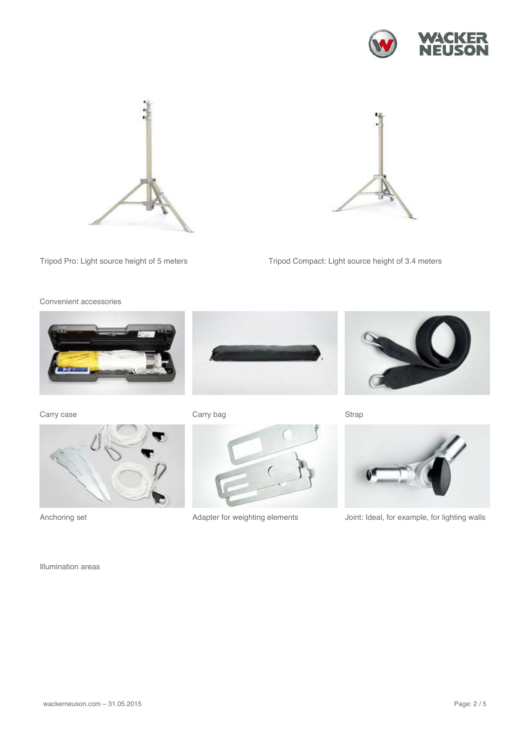Tripod Pro: Light source height of 5 meters

Tripod Compact: Light source height of 3.4 meters

Convenient accessories

Carry case

Carry bag

Strap

Anchoring set

Adapter for weighting elements

Joint: Ideal, for example, for lighting walls

Illumination areas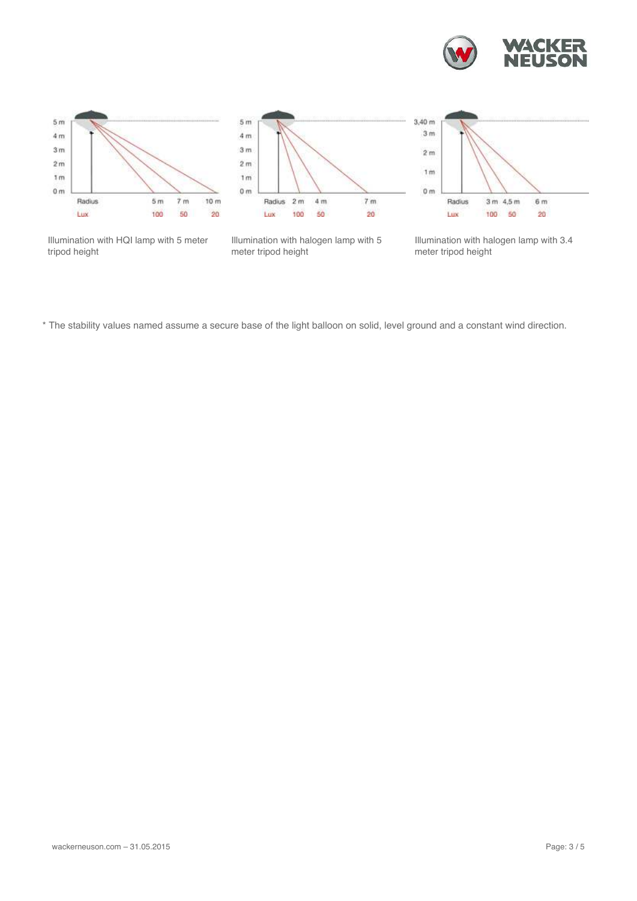| Radius | 5 m | 7 m | 10 m |
|---|---|---|---|
| Lux | 100 | 50 | 20 |

Illumination with HQI lamp with 5 meter tripod height

| Radius | 2 m | 4 m | 7 m |
|---|---|---|---|
| Lux | 100 | 50 | 20 |

Illumination with halogen lamp with 5 meter tripod height

| Radius | 3 m | 4,5 m | 6 m |
|---|---|---|---|
| Lux | 100 | 50 | 20 |

Illumination with halogen lamp with 3.4 meter tripod height

* The stability values named assume a secure base of the light balloon on solid, level ground and a constant wind direction.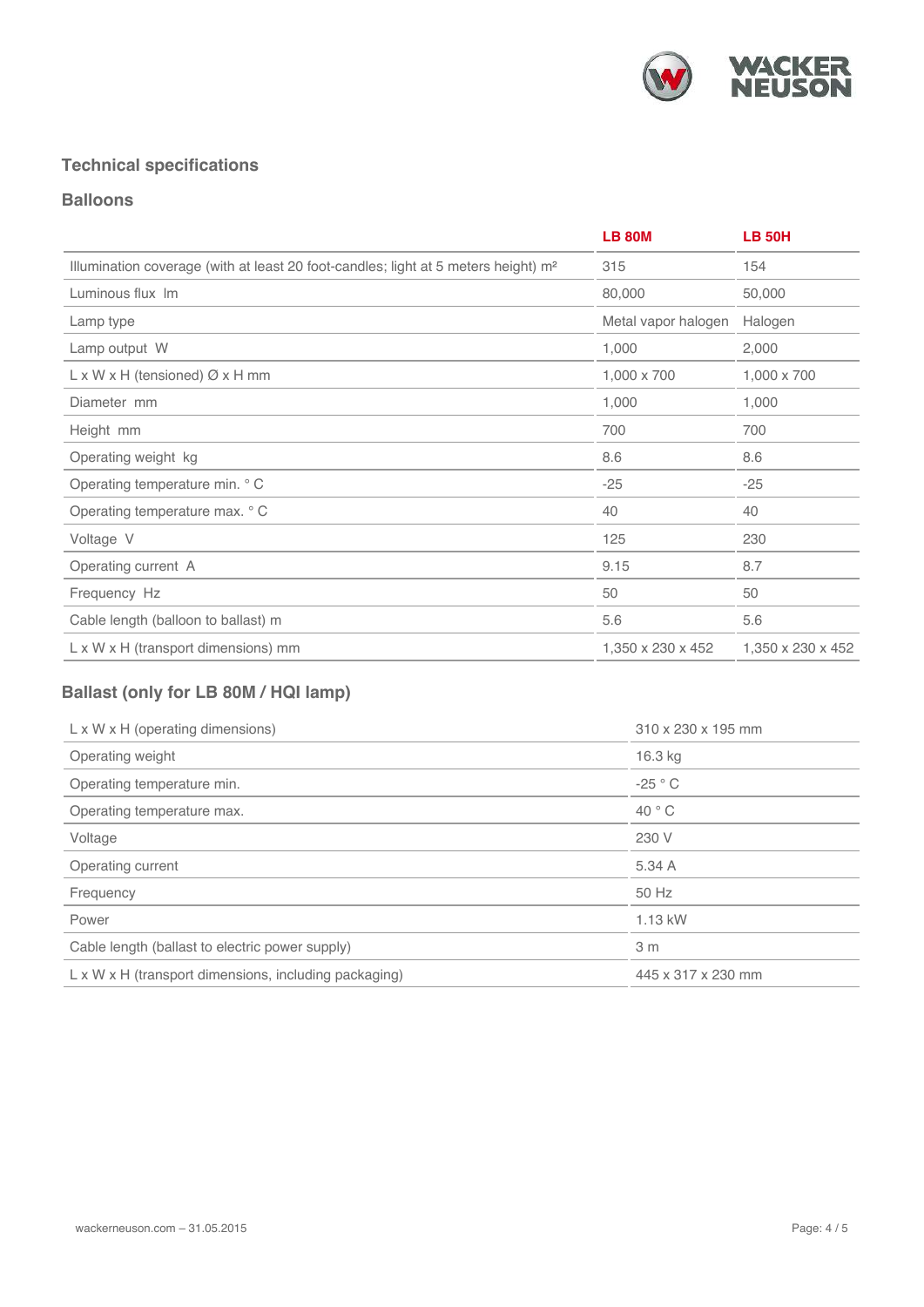## Technical specifications

### Balloons

| | LB 80M | LB 50H |
|---|---|---|
| Illumination coverage (with at least 20 foot-candles; light at 5 meters height) m² | 315 | 154 |
| Luminous flux lm | 80,000 | 50,000 |
| Lamp type | Metal vapor halogen | Halogen |
| Lamp output W | 1,000 | 2,000 |
| L x W x H (tensioned) Ø x H mm | 1,000 x 700 | 1,000 x 700 |
| Diameter mm | 1,000 | 1,000 |
| Height mm | 700 | 700 |
| Operating weight kg | 8.6 | 8.6 |
| Operating temperature min. ° C | -25 | -25 |
| Operating temperature max. ° C | 40 | 40 |
| Voltage V | 125 | 230 |
| Operating current A | 9.15 | 8.7 |
| Frequency Hz | 50 | 50 |
| Cable length (balloon to ballast) m | 5.6 | 5.6 |
| L x W x H (transport dimensions) mm | 1,350 x 230 x 452 | 1,350 x 230 x 452 |

### Ballast (only for LB 80M / HQI lamp)

| | |
|---|---|
| L x W x H (operating dimensions) | 310 x 230 x 195 mm |
| Operating weight | 16.3 kg |
| Operating temperature min. | -25 ° C |
| Operating temperature max. | 40 ° C |
| Voltage | 230 V |
| Operating current | 5.34 A |
| Frequency | 50 Hz |
| Power | 1.13 kW |
| Cable length (ballast to electric power supply) | 3 m |
| L x W x H (transport dimensions, including packaging) | 445 x 317 x 230 mm |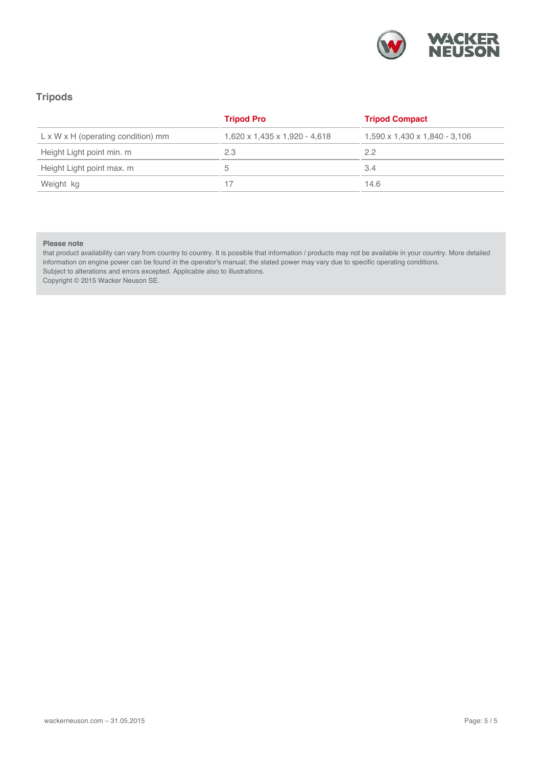## Tripods

| | Tripod Pro | Tripod Compact |
|---|---|---|
| L x W x H (operating condition) mm | 1,620 x 1,435 x 1,920 - 4,618 | 1,590 x 1,430 x 1,840 - 3,106 |
| Height Light point min. m | 2.3 | 2.2 |
| Height Light point max. m | 5 | 3.4 |
| Weight kg | 17 | 14.6 |

**Please note**
that product availability can vary from country to country. It is possible that information / products may not be available in your country. More detailed information on engine power can be found in the operator's manual; the stated power may vary due to specific operating conditions.
Subject to alterations and errors excepted. Applicable also to illustrations.
Copyright © 2015 Wacker Neuson SE.